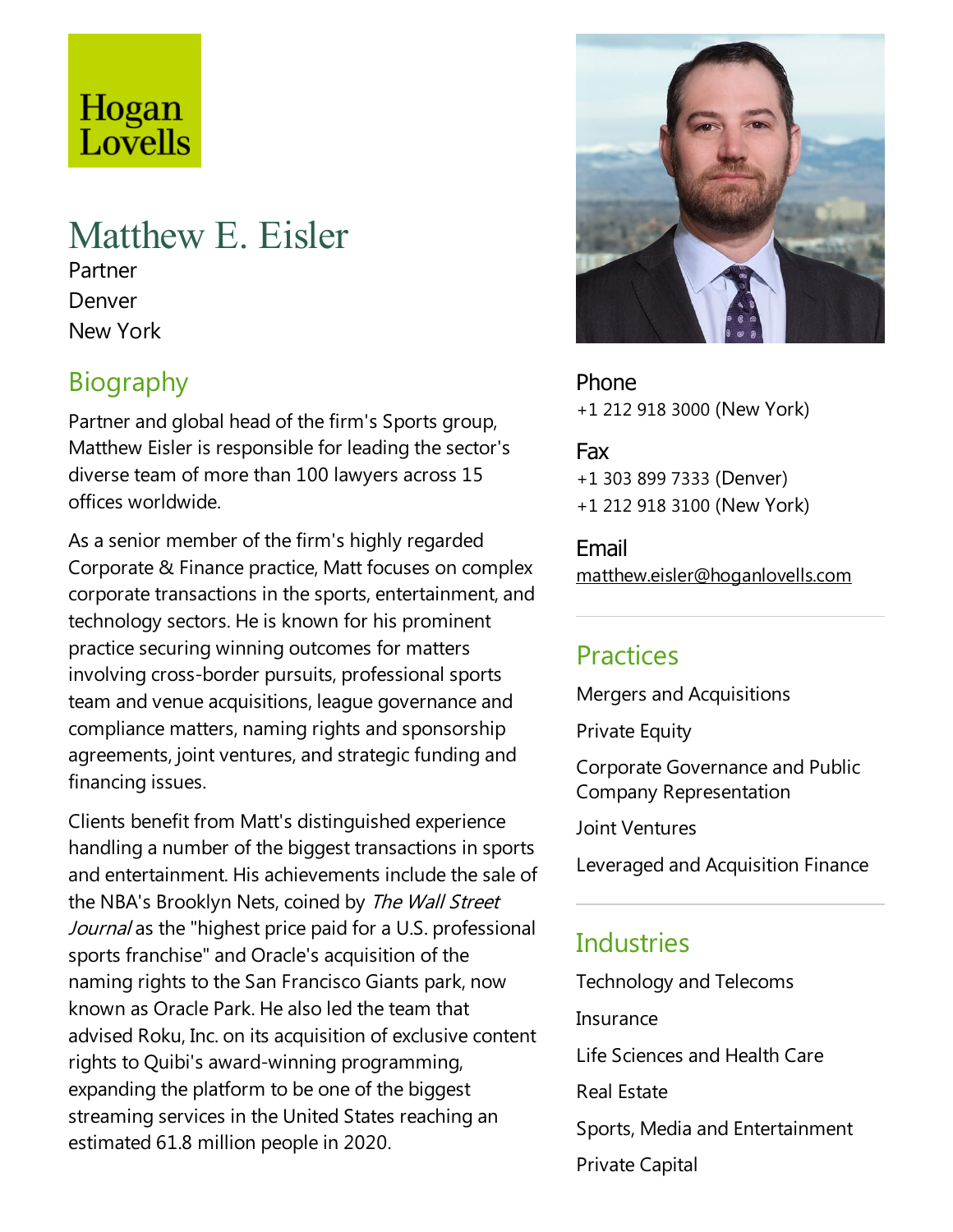Hogan Lovells

# Matthew E. Eisler

Partner

Denver

New York

## Biography

Partner and global head of the firm's Sports group, Matthew Eisler is responsible for leading the sector's diverse team of more than 100 lawyers across 15 offices worldwide.

As a senior member of the firm's highly regarded Corporate & Finance practice, Matt focuses on complex corporate transactions in the sports, entertainment, and technology sectors. He is known for his prominent practice securing winning outcomes for matters involving cross-border pursuits, professional sports team and venue acquisitions, league governance and compliance matters, naming rights and sponsorship agreements, joint ventures, and strategic funding and financing issues.

Clients benefit from Matt's distinguished experience handling a number of the biggest transactions in sports and entertainment. His achievements include the sale of the NBA's Brooklyn Nets, coined by *The Wall Street Journal* as the "highest price paid for a U.S. professional sports franchise" and Oracle's acquisition of the naming rights to the San Francisco Giants park, now known as Oracle Park. He also led the team that advised Roku, Inc. on its acquisition of exclusive content rights to Quibi's award-winning programming, expanding the platform to be one of the biggest streaming services in the United States reaching an estimated 61.8 million people in 2020.

## Phone

+1 212 918 3000 (New York)

## Fax

+1 303 899 7333 (Denver)

+1 212 918 3100 (New York)

## Email

matthew.eisler@hoganlovells.com

## Practices

Mergers and Acquisitions

Private Equity

Corporate Governance and Public Company Representation

Joint Ventures

Leveraged and Acquisition Finance

## Industries

Technology and Telecoms

Insurance

Life Sciences and Health Care

Real Estate

Sports, Media and Entertainment

Private Capital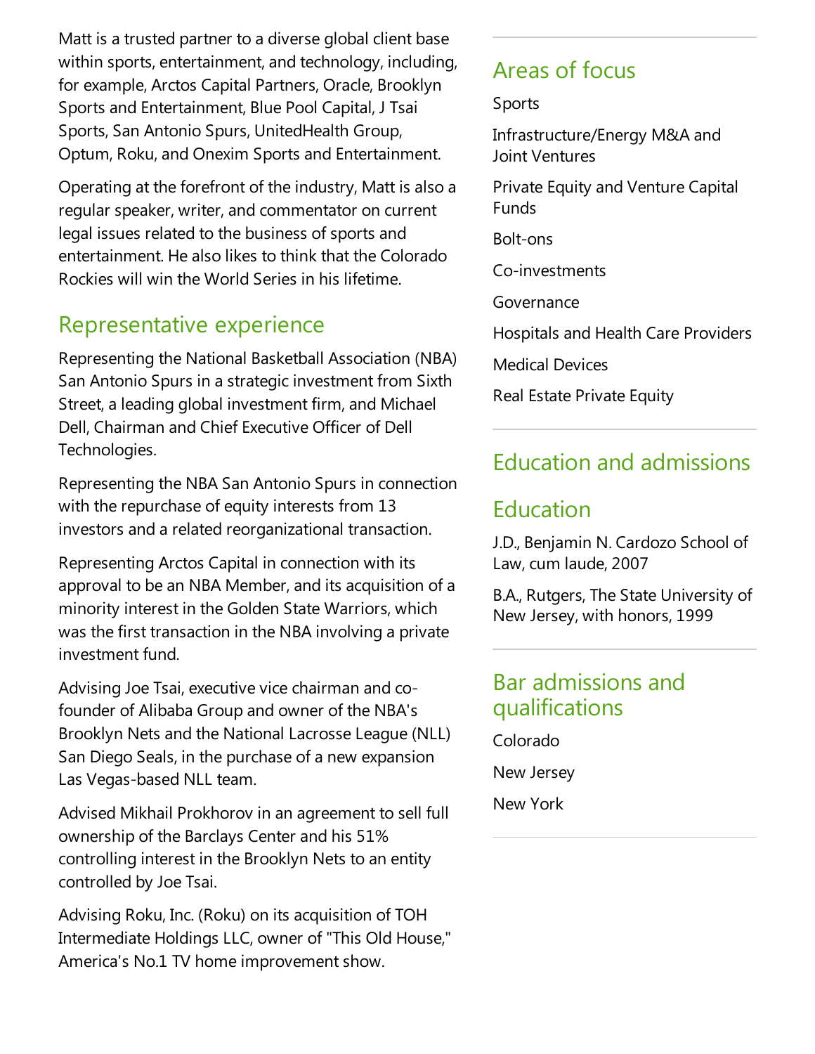Matt is a trusted partner to a diverse global client base within sports, entertainment, and technology, including, for example, Arctos Capital Partners, Oracle, Brooklyn Sports and Entertainment, Blue Pool Capital, J Tsai Sports, San Antonio Spurs, UnitedHealth Group, Optum, Roku, and Onexim Sports and Entertainment.

Operating at the forefront of the industry, Matt is also a regular speaker, writer, and commentator on current legal issues related to the business of sports and entertainment. He also likes to think that the Colorado Rockies will win the World Series in his lifetime.

## Representative experience

Representing the National Basketball Association (NBA) San Antonio Spurs in a strategic investment from Sixth Street, a leading global investment firm, and Michael Dell, Chairman and Chief Executive Officer of Dell Technologies.

Representing the NBA San Antonio Spurs in connection with the repurchase of equity interests from 13 investors and a related reorganizational transaction.

Representing Arctos Capital in connection with its approval to be an NBA Member, and its acquisition of a minority interest in the Golden State Warriors, which was the first transaction in the NBA involving a private investment fund.

Advising Joe Tsai, executive vice chairman and co-founder of Alibaba Group and owner of the NBA's Brooklyn Nets and the National Lacrosse League (NLL) San Diego Seals, in the purchase of a new expansion Las Vegas-based NLL team.

Advised Mikhail Prokhorov in an agreement to sell full ownership of the Barclays Center and his 51% controlling interest in the Brooklyn Nets to an entity controlled by Joe Tsai.

Advising Roku, Inc. (Roku) on its acquisition of TOH Intermediate Holdings LLC, owner of "This Old House," America's No.1 TV home improvement show.

## Areas of focus

Sports

Infrastructure/Energy M&A and Joint Ventures

Private Equity and Venture Capital Funds

Bolt-ons

Co-investments

Governance

Hospitals and Health Care Providers

Medical Devices

Real Estate Private Equity

## Education and admissions

## Education

J.D., Benjamin N. Cardozo School of Law, cum laude, 2007

B.A., Rutgers, The State University of New Jersey, with honors, 1999

## Bar admissions and qualifications

Colorado

New Jersey

New York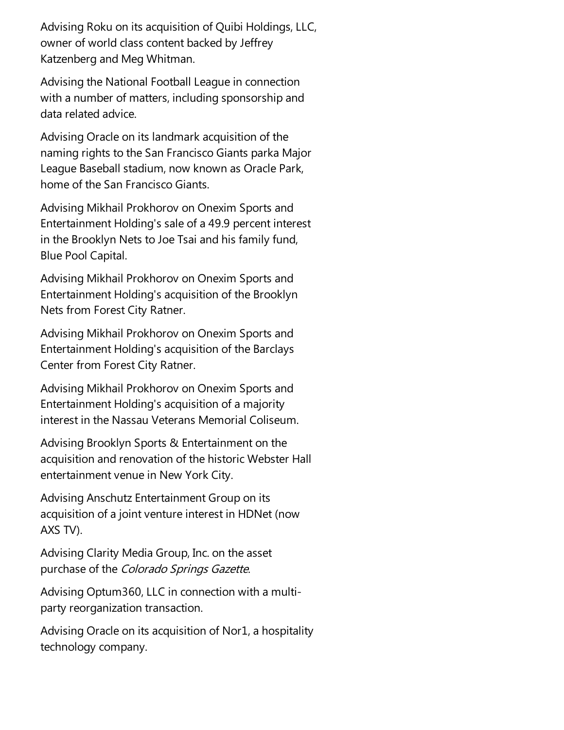Advising Roku on its acquisition of Quibi Holdings, LLC, owner of world class content backed by Jeffrey Katzenberg and Meg Whitman.

Advising the National Football League in connection with a number of matters, including sponsorship and data related advice.

Advising Oracle on its landmark acquisition of the naming rights to the San Francisco Giants parka Major League Baseball stadium, now known as Oracle Park, home of the San Francisco Giants.

Advising Mikhail Prokhorov on Onexim Sports and Entertainment Holding's sale of a 49.9 percent interest in the Brooklyn Nets to Joe Tsai and his family fund, Blue Pool Capital.

Advising Mikhail Prokhorov on Onexim Sports and Entertainment Holding's acquisition of the Brooklyn Nets from Forest City Ratner.

Advising Mikhail Prokhorov on Onexim Sports and Entertainment Holding's acquisition of the Barclays Center from Forest City Ratner.

Advising Mikhail Prokhorov on Onexim Sports and Entertainment Holding's acquisition of a majority interest in the Nassau Veterans Memorial Coliseum.

Advising Brooklyn Sports & Entertainment on the acquisition and renovation of the historic Webster Hall entertainment venue in New York City.

Advising Anschutz Entertainment Group on its acquisition of a joint venture interest in HDNet (now AXS TV).

Advising Clarity Media Group, Inc. on the asset purchase of the *Colorado Springs Gazette*.

Advising Optum360, LLC in connection with a multi-party reorganization transaction.

Advising Oracle on its acquisition of Nor1, a hospitality technology company.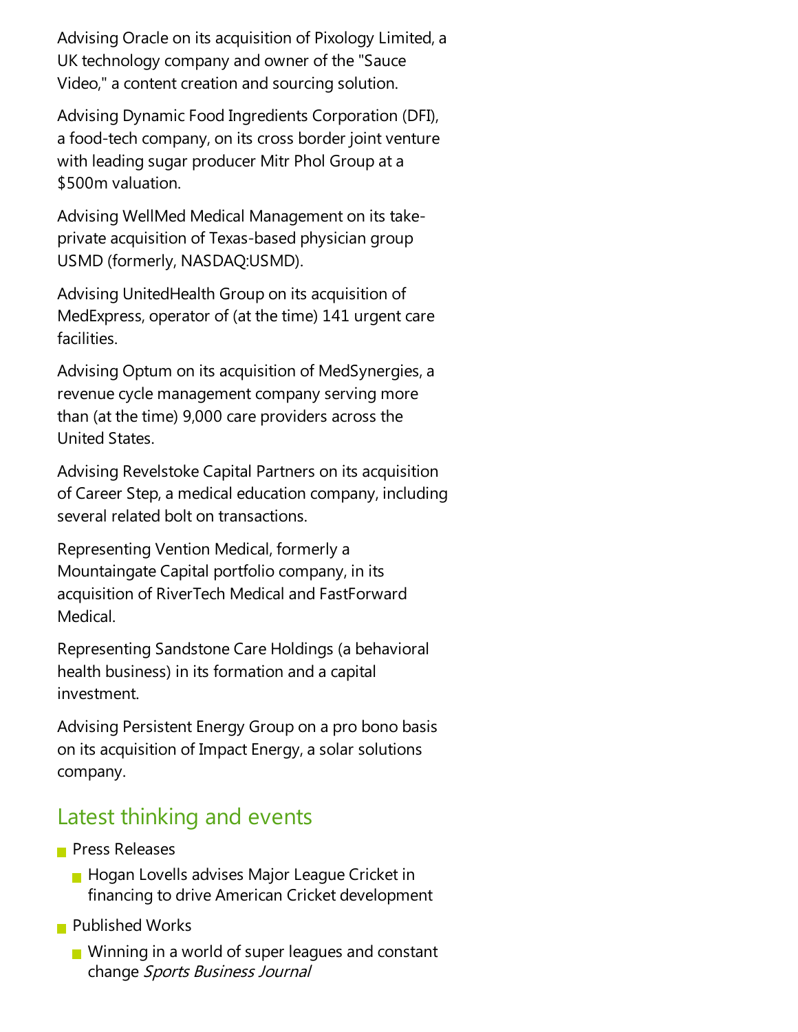Advising Oracle on its acquisition of Pixology Limited, a UK technology company and owner of the "Sauce Video," a content creation and sourcing solution.

Advising Dynamic Food Ingredients Corporation (DFI), a food-tech company, on its cross border joint venture with leading sugar producer Mitr Phol Group at a $500m valuation.

Advising WellMed Medical Management on its take-private acquisition of Texas-based physician group USMD (formerly, NASDAQ:USMD).

Advising UnitedHealth Group on its acquisition of MedExpress, operator of (at the time) 141 urgent care facilities.

Advising Optum on its acquisition of MedSynergies, a revenue cycle management company serving more than (at the time) 9,000 care providers across the United States.

Advising Revelstoke Capital Partners on its acquisition of Career Step, a medical education company, including several related bolt on transactions.

Representing Vention Medical, formerly a Mountaingate Capital portfolio company, in its acquisition of RiverTech Medical and FastForward Medical.

Representing Sandstone Care Holdings (a behavioral health business) in its formation and a capital investment.

Advising Persistent Energy Group on a pro bono basis on its acquisition of Impact Energy, a solar solutions company.

## Latest thinking and events

- Press Releases
  - Hogan Lovells advises Major League Cricket in financing to drive American Cricket development
- Published Works
  - Winning in a world of super leagues and constant change *Sports Business Journal*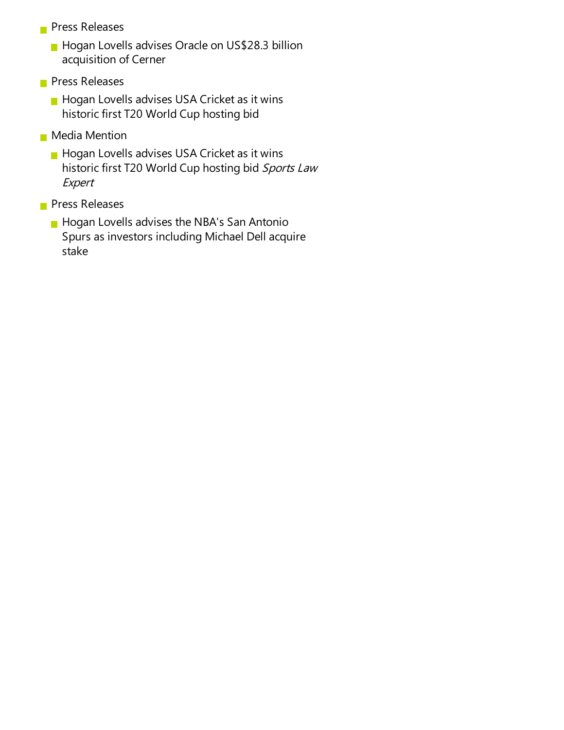- Press Releases
  - Hogan Lovells advises Oracle on US$28.3 billion acquisition of Cerner
- Press Releases
  - Hogan Lovells advises USA Cricket as it wins historic first T20 World Cup hosting bid
- Media Mention
  - Hogan Lovells advises USA Cricket as it wins historic first T20 World Cup hosting bid *Sports Law Expert*
- Press Releases
  - Hogan Lovells advises the NBA's San Antonio Spurs as investors including Michael Dell acquire stake